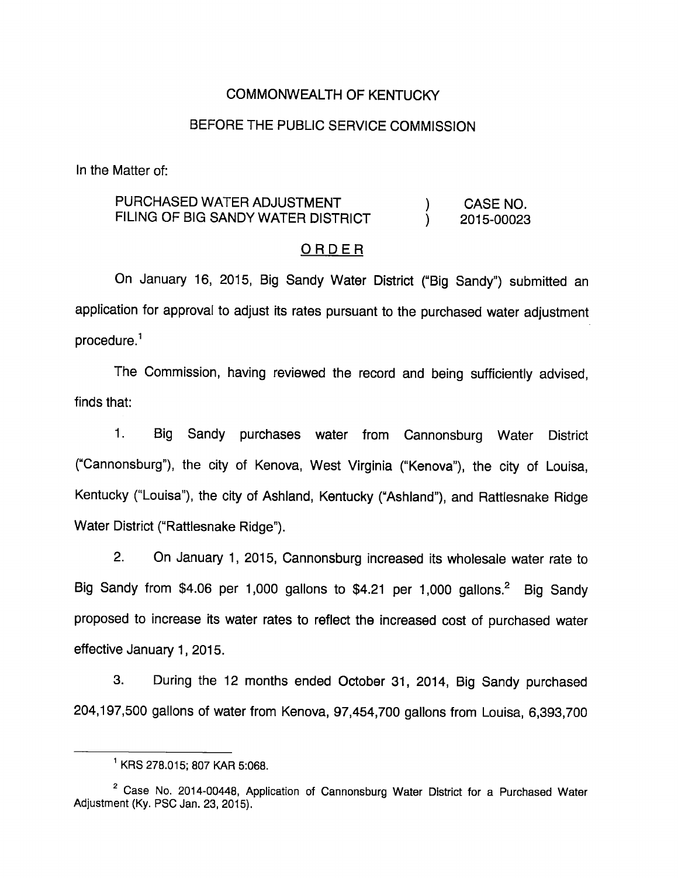COMMONWEALTH OF KENTUCKY

BEFORE THE PUBLIC SERVICE COMMISSION

In the Matter of:

| PURCHASED WATER ADJUSTMENT FILING OF BIG SANDY WATER DISTRICT | ) ) | CASE NO. 2015-00023 |
|---|---|---|

ORDER

On January 16, 2015, Big Sandy Water District ("Big Sandy") submitted an application for approval to adjust its rates pursuant to the purchased water adjustment procedure.[1]

The Commission, having reviewed the record and being sufficiently advised, finds that:

1. Big Sandy purchases water from Cannonsburg Water District ("Cannonsburg"), the city of Kenova, West Virginia ("Kenova"), the city of Louisa, Kentucky ("Louisa"), the city of Ashland, Kentucky ("Ashland"), and Rattlesnake Ridge Water District ("Rattlesnake Ridge").

2. On January 1, 2015, Cannonsburg increased its wholesale water rate to Big Sandy from $4.06 per 1,000 gallons to $4.21 per 1,000 gallons.[2] Big Sandy proposed to increase its water rates to reflect the increased cost of purchased water effective January 1, 2015.

3. During the 12 months ended October 31, 2014, Big Sandy purchased 204,197,500 gallons of water from Kenova, 97,454,700 gallons from Louisa, 6,393,700

---

[1] KRS 278.015; 807 KAR 5:068.

[2] Case No. 2014-00448, Application of Cannonsburg Water District for a Purchased Water Adjustment (Ky. PSC Jan. 23, 2015).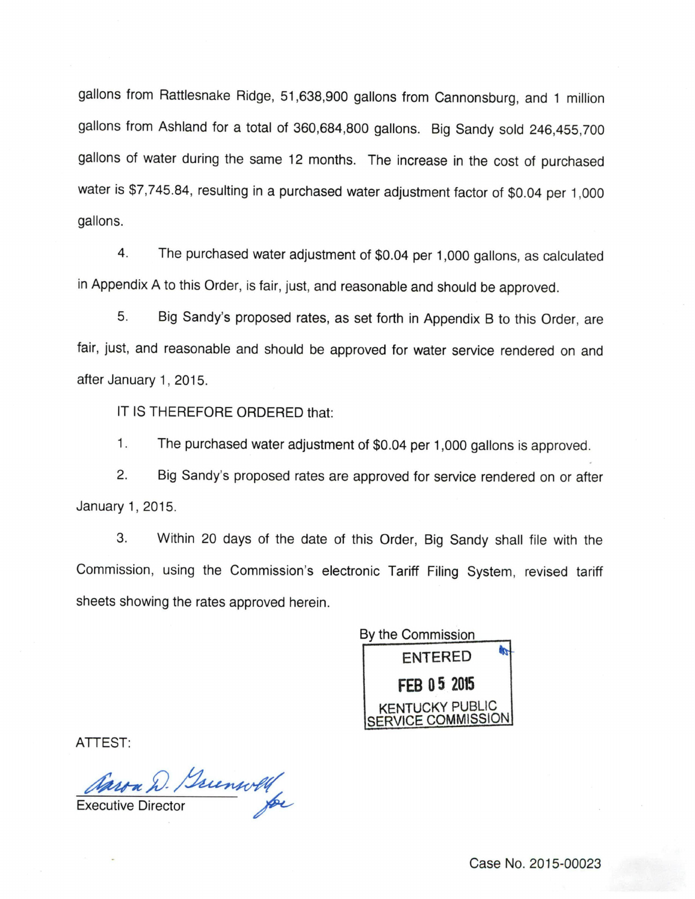gallons from Rattlesnake Ridge, 51,638,900 gallons from Cannonsburg, and 1 million gallons from Ashland for a total of 360,684,800 gallons. Big Sandy sold 246,455,700 gallons of water during the same 12 months. The increase in the cost of purchased water is $7,745.84, resulting in a purchased water adjustment factor of $0.04 per 1,000 gallons.

4. The purchased water adjustment of $0.04 per 1,000 gallons, as calculated in Appendix A to this Order, is fair, just, and reasonable and should be approved.

5. Big Sandy's proposed rates, as set forth in Appendix B to this Order, are fair, just, and reasonable and should be approved for water service rendered on and after January 1, 2015.

IT IS THEREFORE ORDERED that:

1. The purchased water adjustment of $0.04 per 1,000 gallons is approved.

2. Big Sandy's proposed rates are approved for service rendered on or after January 1, 2015.

3. Within 20 days of the date of this Order, Big Sandy shall file with the Commission, using the Commission's electronic Tariff Filing System, revised tariff sheets showing the rates approved herein.

By the Commission

ENTERED
FEB 05 2015
KENTUCKY PUBLIC SERVICE COMMISSION

ATTEST:

Executive Director

Case No. 2015-00023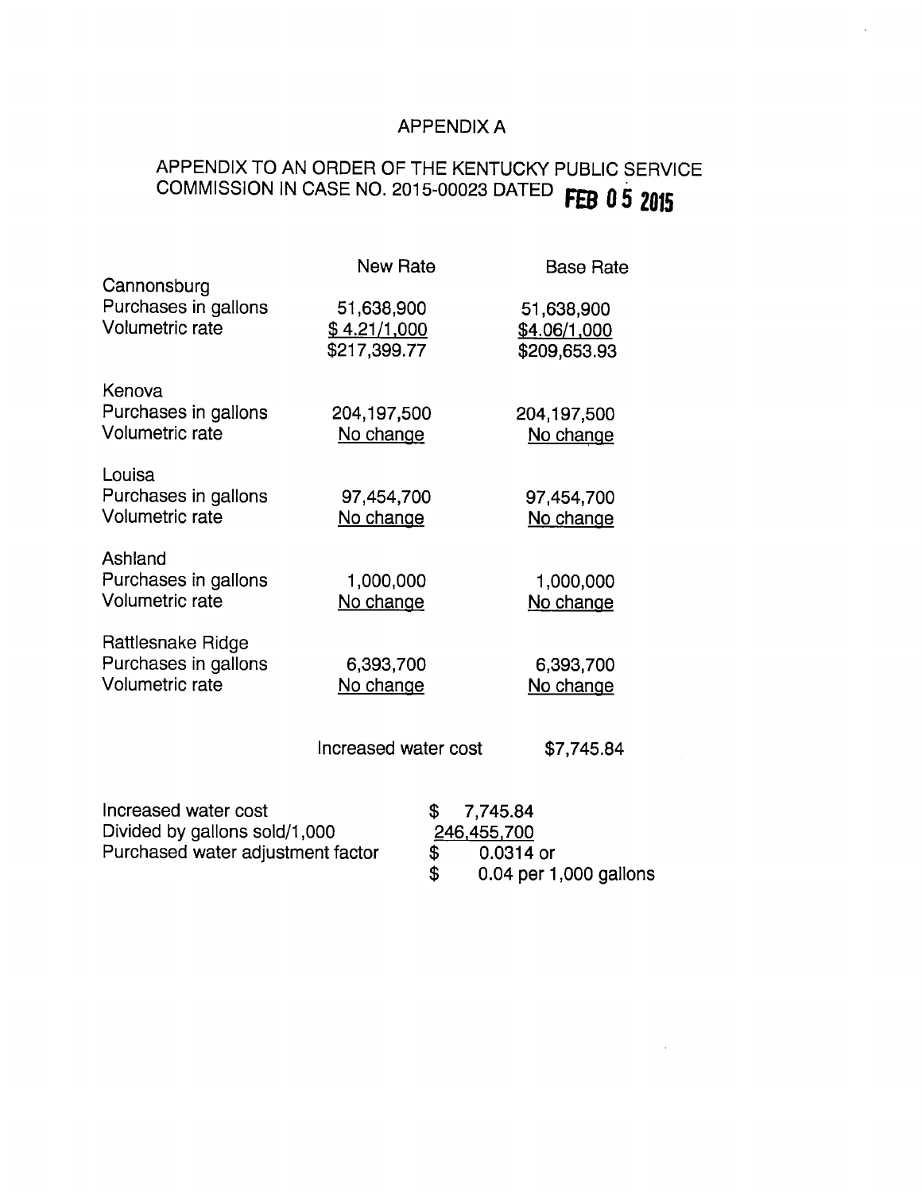# APPENDIX A

## APPENDIX TO AN ORDER OF THE KENTUCKY PUBLIC SERVICE COMMISSION IN CASE NO. 2015-00023 DATED FEB 05 2015

| | New Rate | Base Rate |
|---|---|---|
| **Cannonsburg** | | |
| Purchases in gallons | 51,638,900 | 51,638,900 |
| Volumetric rate | $ 4.21/1,000 | $4.06/1,000 |
| | $217,399.77 | $209,653.93 |
| **Kenova** | | |
| Purchases in gallons | 204,197,500 | 204,197,500 |
| Volumetric rate | No change | No change |
| **Louisa** | | |
| Purchases in gallons | 97,454,700 | 97,454,700 |
| Volumetric rate | No change | No change |
| **Ashland** | | |
| Purchases in gallons | 1,000,000 | 1,000,000 |
| Volumetric rate | No change | No change |
| **Rattlesnake Ridge** | | |
| Purchases in gallons | 6,393,700 | 6,393,700 |
| Volumetric rate | No change | No change |
| | Increased water cost | $7,745.84 |

| | |
|---|---|
| Increased water cost | $ 7,745.84 |
| Divided by gallons sold/1,000 | 246,455,700 |
| Purchased water adjustment factor | $ 0.0314 or |
| | $ 0.04 per 1,000 gallons |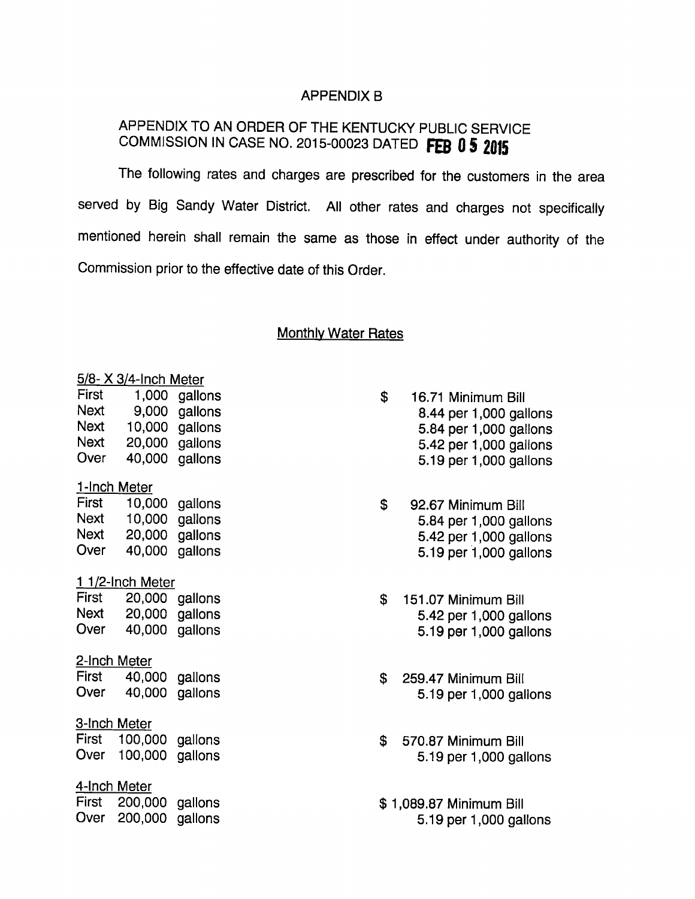# APPENDIX B

## APPENDIX TO AN ORDER OF THE KENTUCKY PUBLIC SERVICE COMMISSION IN CASE NO. 2015-00023 DATED FEB 05 2015

The following rates and charges are prescribed for the customers in the area served by Big Sandy Water District. All other rates and charges not specifically mentioned herein shall remain the same as those in effect under authority of the Commission prior to the effective date of this Order.

### Monthly Water Rates

**5/8- X 3/4-Inch Meter**

| | | |
|---|---|---|
| First | 1,000 gallons | $ 16.71 Minimum Bill |
| Next | 9,000 gallons | 8.44 per 1,000 gallons |
| Next | 10,000 gallons | 5.84 per 1,000 gallons |
| Next | 20,000 gallons | 5.42 per 1,000 gallons |
| Over | 40,000 gallons | 5.19 per 1,000 gallons |

**1-Inch Meter**

| | | |
|---|---|---|
| First | 10,000 gallons | $ 92.67 Minimum Bill |
| Next | 10,000 gallons | 5.84 per 1,000 gallons |
| Next | 20,000 gallons | 5.42 per 1,000 gallons |
| Over | 40,000 gallons | 5.19 per 1,000 gallons |

**1 1/2-Inch Meter**

| | | |
|---|---|---|
| First | 20,000 gallons | $ 151.07 Minimum Bill |
| Next | 20,000 gallons | 5.42 per 1,000 gallons |
| Over | 40,000 gallons | 5.19 per 1,000 gallons |

**2-Inch Meter**

| | | |
|---|---|---|
| First | 40,000 gallons | $ 259.47 Minimum Bill |
| Over | 40,000 gallons | 5.19 per 1,000 gallons |

**3-Inch Meter**

| | | |
|---|---|---|
| First | 100,000 gallons | $ 570.87 Minimum Bill |
| Over | 100,000 gallons | 5.19 per 1,000 gallons |

**4-Inch Meter**

| | | |
|---|---|---|
| First | 200,000 gallons | $ 1,089.87 Minimum Bill |
| Over | 200,000 gallons | 5.19 per 1,000 gallons |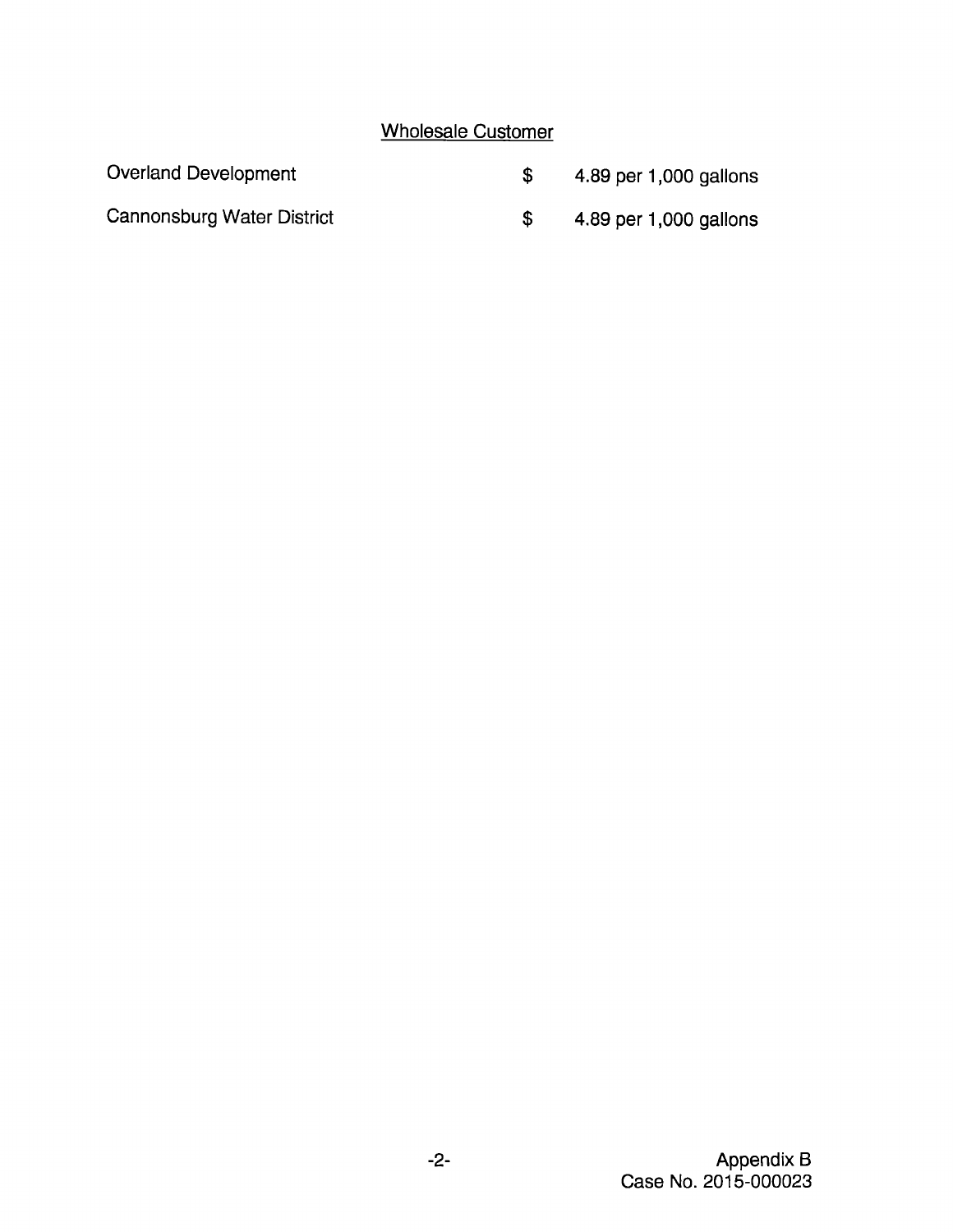## Wholesale Customer

| | | |
|---|---|---|
| Overland Development | $ | 4.89 per 1,000 gallons |
| Cannonsburg Water District | $ | 4.89 per 1,000 gallons |

Appendix B
Case No. 2015-000023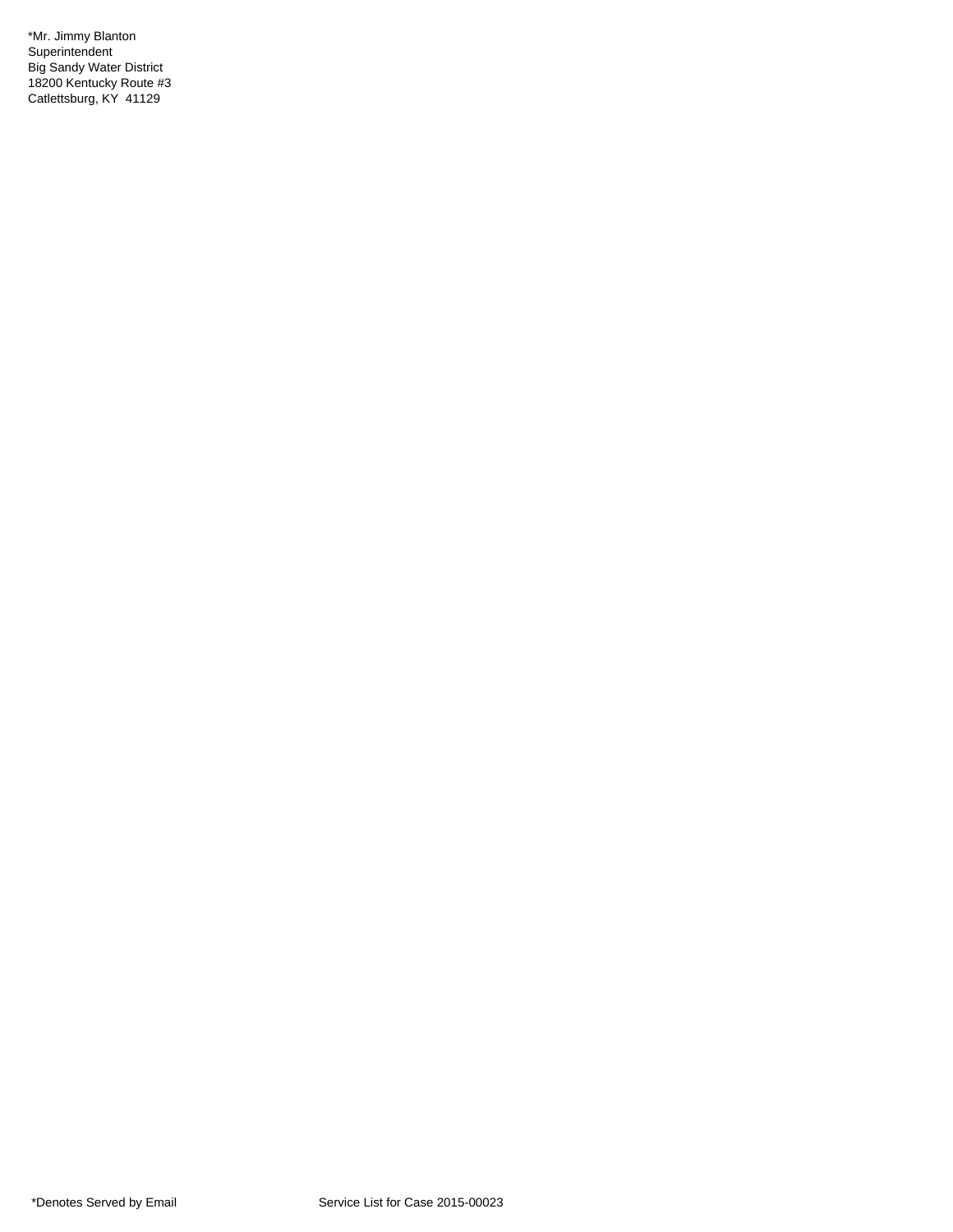*Mr. Jimmy Blanton
Superintendent
Big Sandy Water District
18200 Kentucky Route #3
Catlettsburg, KY  41129